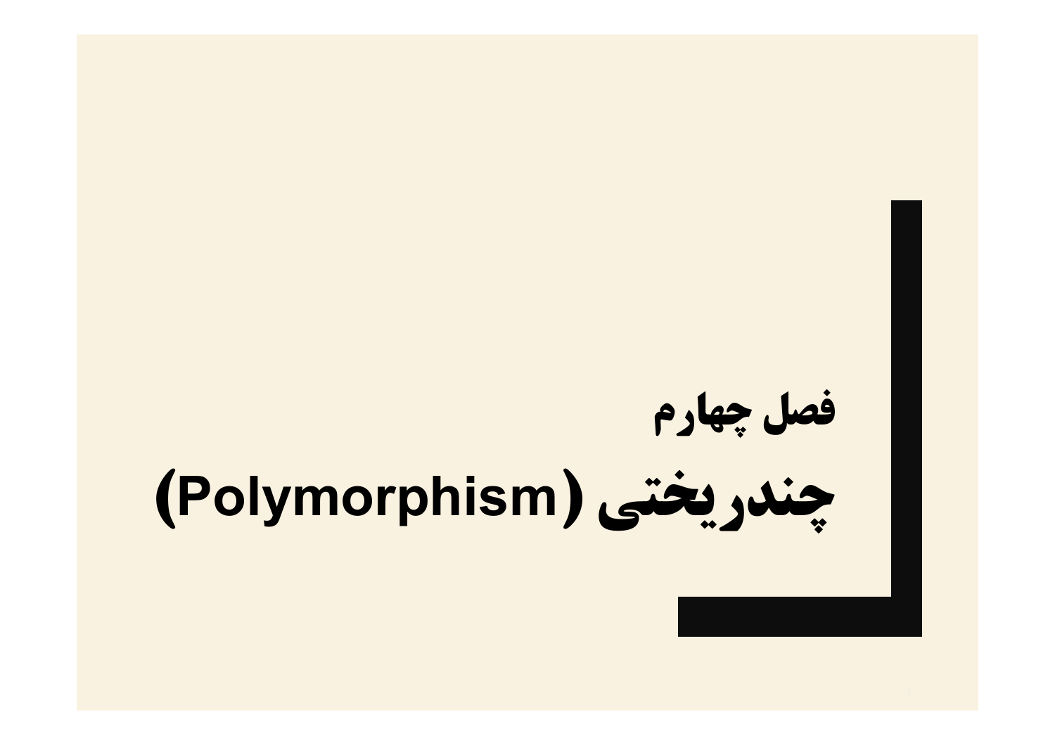# فصل چهارم

# چندریختی (Polymorphism)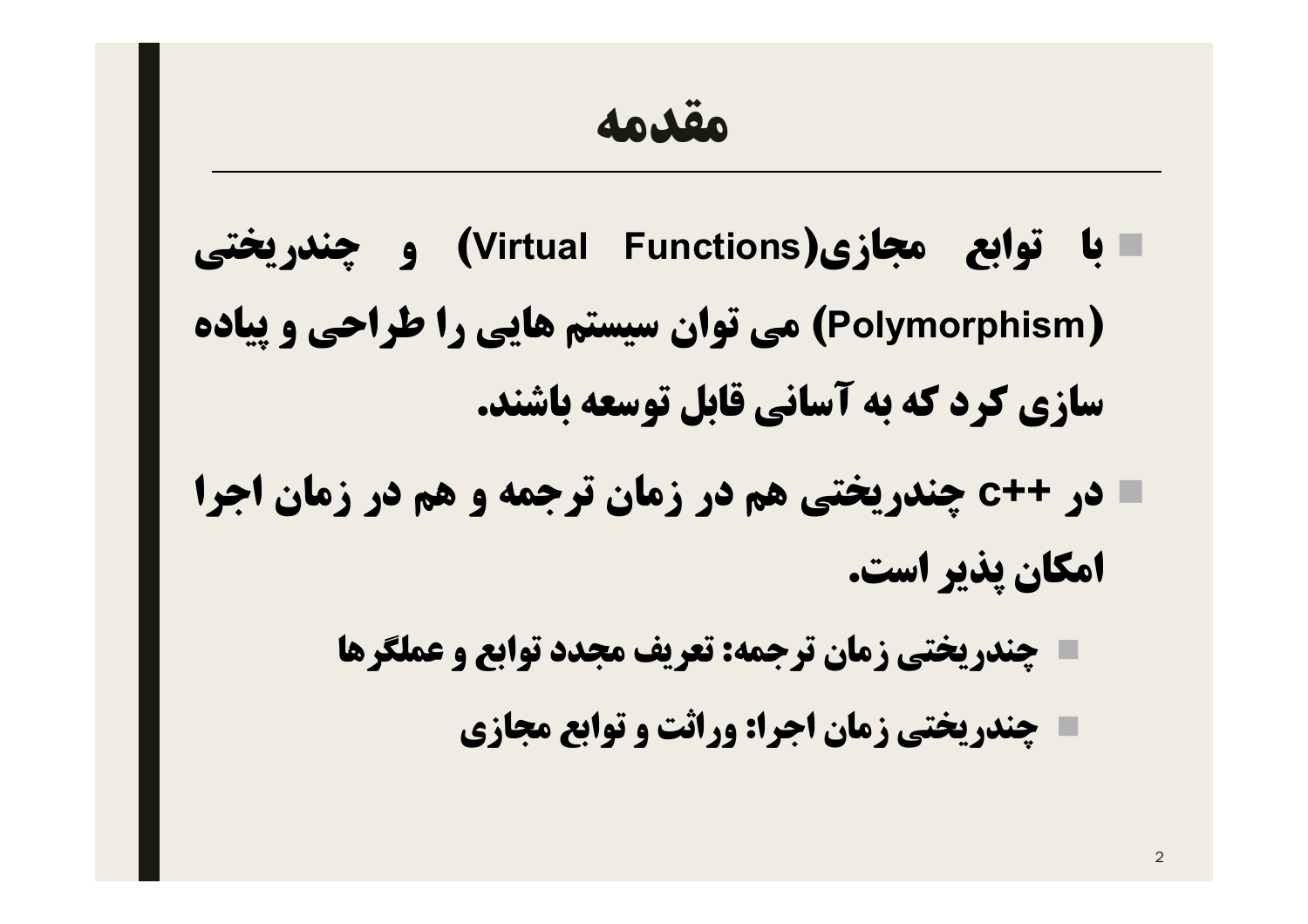# مقدمه

- با توابع مجازی(Virtual Functions) و چندریختی (Polymorphism) می توان سیستم هایی را طراحی و پیاده سازی کرد که به آسانی قابل توسعه باشند.
- در ++c چندریختی هم در زمان ترجمه و هم در زمان اجرا امکان پذیر است.
  - چندریختی زمان ترجمه: تعریف مجدد توابع و عملگرها
  - چندریختی زمان اجرا: وراثت و توابع مجازی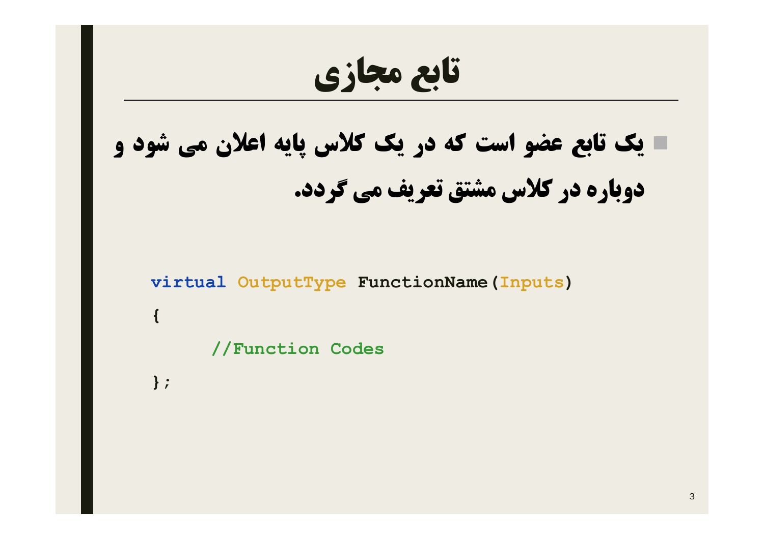# تابع مجازی

- یک تابع عضو است که در یک کلاس پایه اعلان می شود و دوباره در کلاس مشتق تعریف می گردد.

```
virtual OutputType FunctionName(Inputs)
{
    //Function Codes
};
```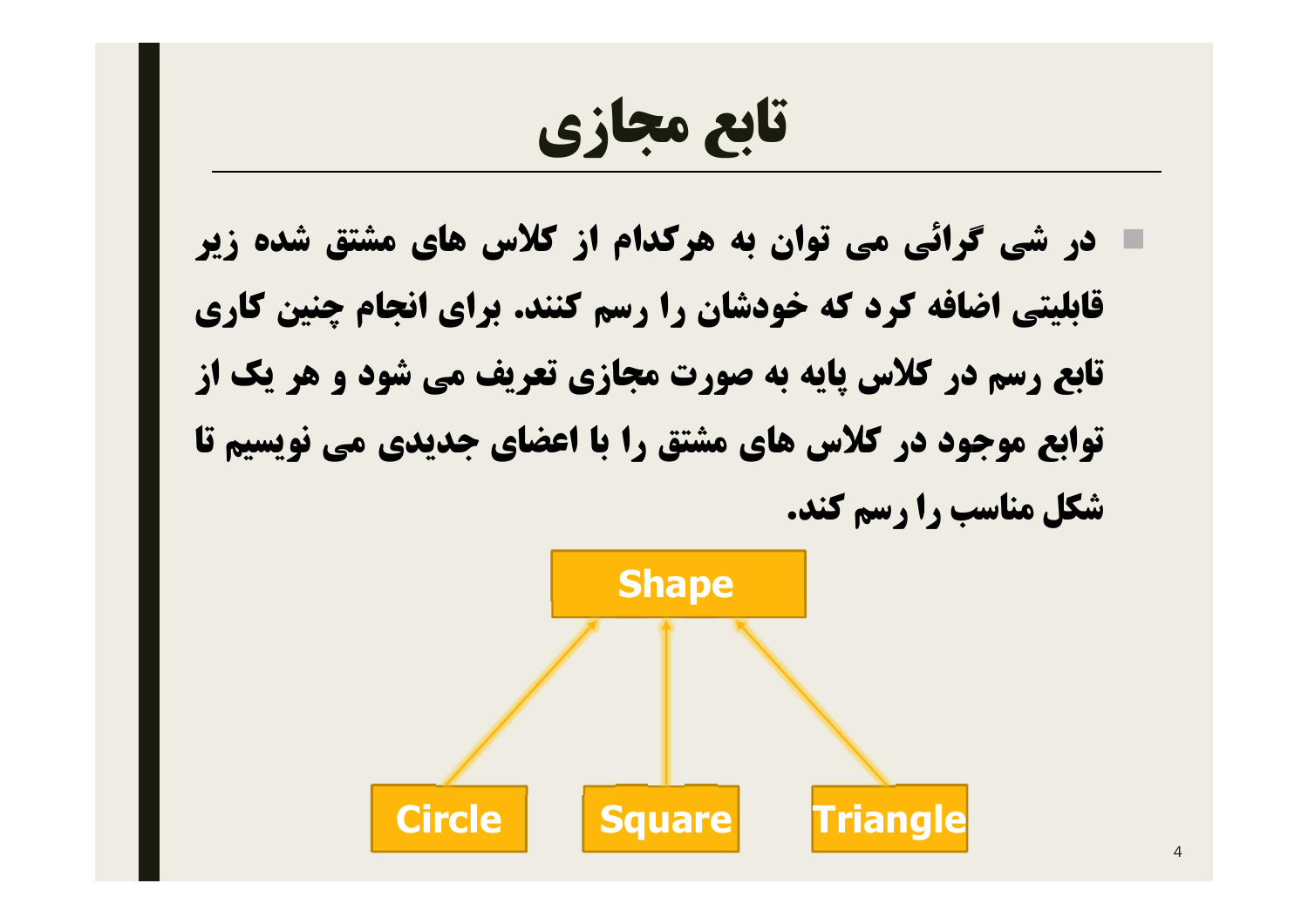# تابع مجازی

- در شی گرائی می توان به هرکدام از کلاس های مشتق شده زیر قابلیتی اضافه کرد که خودشان را رسم کنند. برای انجام چنین کاری تابع رسم در کلاس پایه به صورت مجازی تعریف می شود و هر یک از توابع موجود در کلاس های مشتق را با اعضای جدیدی می نویسیم تا شکل مناسب را رسم کند.

Shape

Circle Square Triangle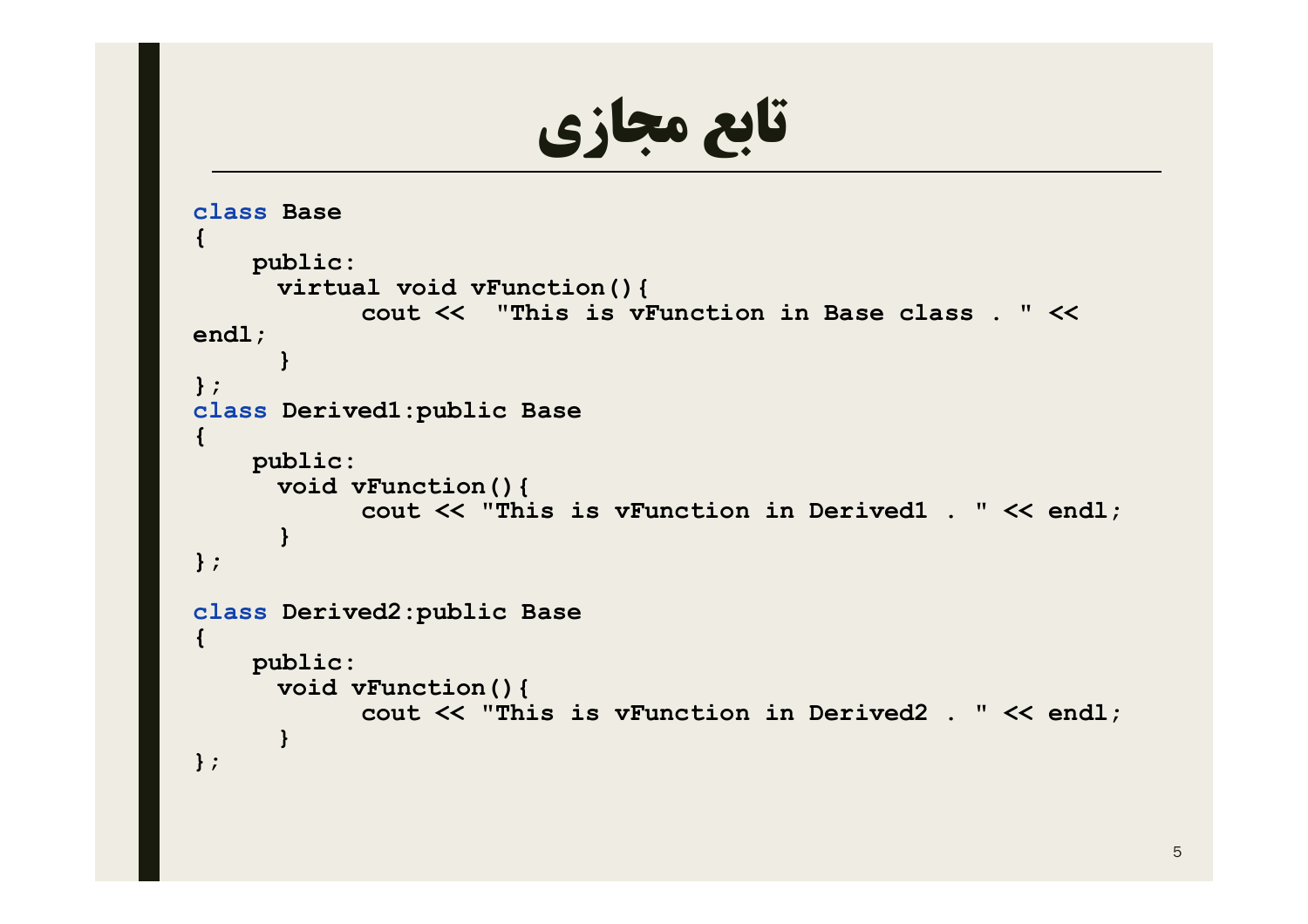# تابع مجازی

```
class Base
{
    public:
      virtual void vFunction(){
            cout <<  "This is vFunction in Base class . " <<
endl;
      }
};
class Derived1:public Base
{
    public:
      void vFunction(){
            cout << "This is vFunction in Derived1 . " << endl;
      }
};

class Derived2:public Base
{
    public:
      void vFunction(){
            cout << "This is vFunction in Derived2 . " << endl;
      }
};
```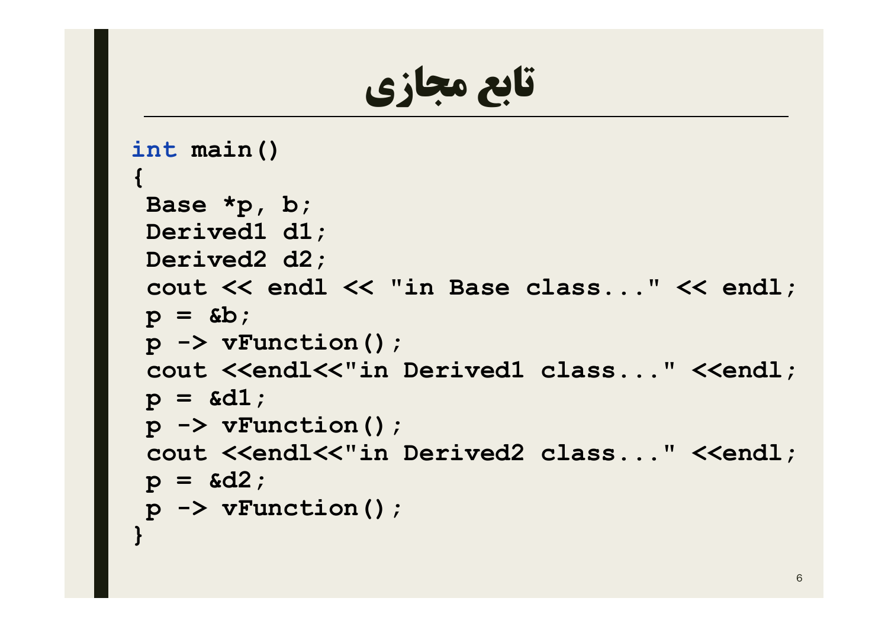# تابع مجازی

```cpp
int main()
{
 Base *p, b;
 Derived1 d1;
 Derived2 d2;
 cout << endl << "in Base class..." << endl;
 p = &b;
 p -> vFunction();
 cout <<endl<<"in Derived1 class..." <<endl;
 p = &d1;
 p -> vFunction();
 cout <<endl<<"in Derived2 class..." <<endl;
 p = &d2;
 p -> vFunction();
}
```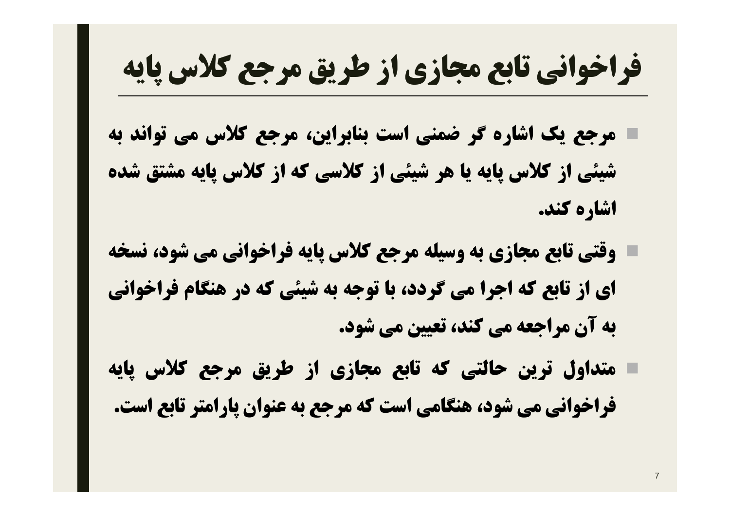# فراخوانی تابع مجازی از طریق مرجع کلاس پایه

- مرجع یک اشاره گر ضمنی است بنابراین، مرجع کلاس می تواند به شیئی از کلاس پایه یا هر شیئی از کلاسی که از کلاس پایه مشتق شده اشاره کند.
- وقتی تابع مجازی به وسیله مرجع کلاس پایه فراخوانی می شود، نسخه ای از تابع که اجرا می گردد، با توجه به شیئی که در هنگام فراخوانی به آن مراجعه می کند، تعیین می شود.
- متداول ترین حالتی که تابع مجازی از طریق مرجع کلاس پایه فراخوانی می شود، هنگامی است که مرجع به عنوان پارامتر تابع است.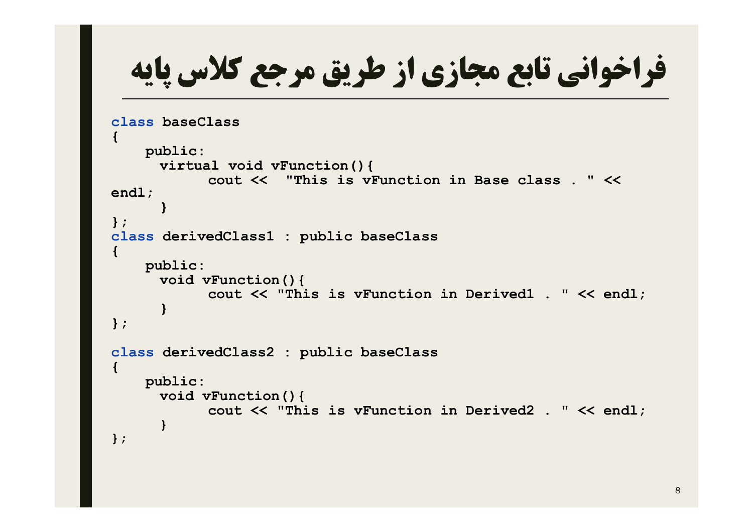# فراخوانی تابع مجازی از طریق مرجع کلاس پایه

```
class baseClass
{
    public:
      virtual void vFunction(){
            cout <<  "This is vFunction in Base class . " <<
endl;
      }
};
class derivedClass1 : public baseClass
{
    public:
      void vFunction(){
            cout << "This is vFunction in Derived1 . " << endl;
      }
};

class derivedClass2 : public baseClass
{
    public:
      void vFunction(){
            cout << "This is vFunction in Derived2 . " << endl;
      }
};
```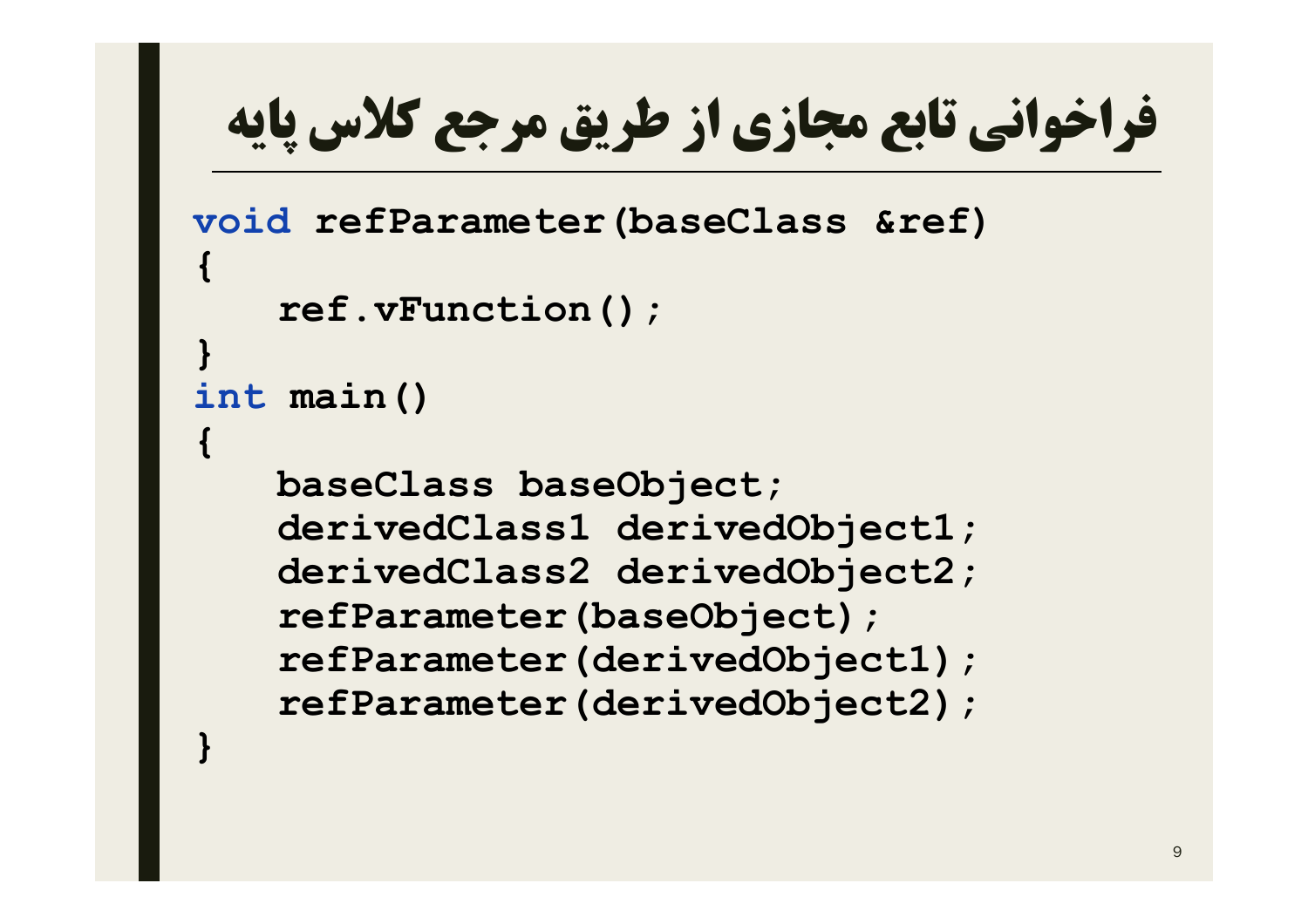# فراخوانی تابع مجازی از طریق مرجع کلاس پایه

```
void refParameter(baseClass &ref)
{
    ref.vFunction();
}
int main()
{
    baseClass baseObject;
    derivedClass1 derivedObject1;
    derivedClass2 derivedObject2;
    refParameter(baseObject);
    refParameter(derivedObject1);
    refParameter(derivedObject2);
}
```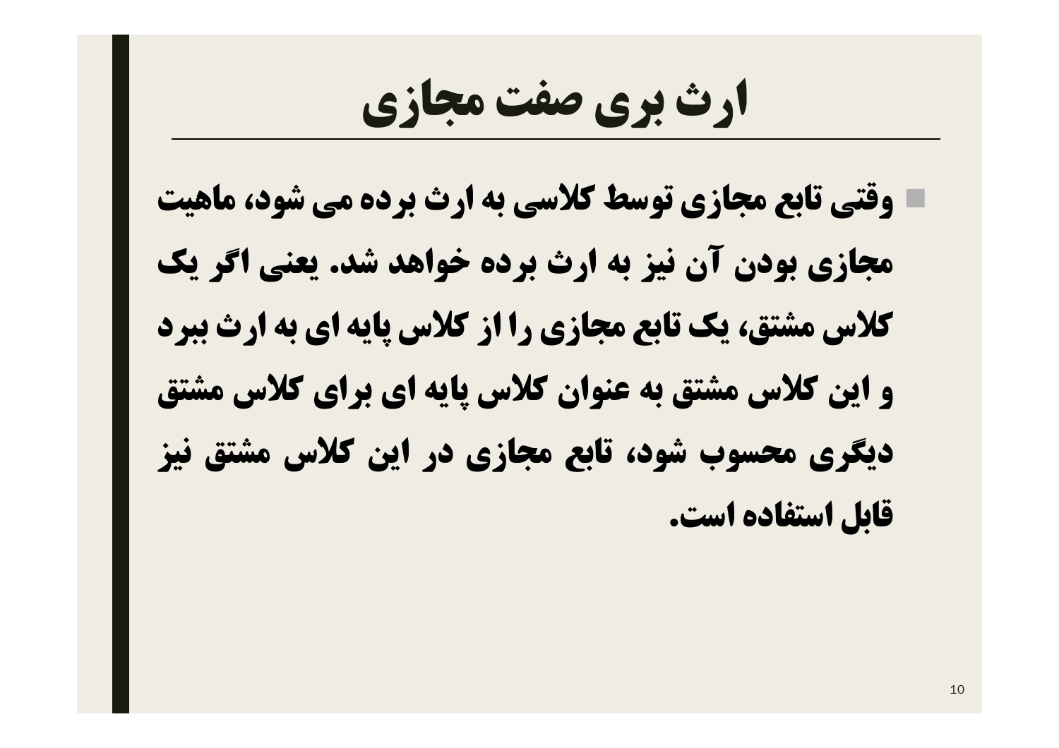# ارث بری صفت مجازی

- وقتی تابع مجازی توسط کلاسی به ارث برده می شود، ماهیت مجازی بودن آن نیز به ارث برده خواهد شد. یعنی اگر یک کلاس مشتق، یک تابع مجازی را از کلاس پایه ای به ارث ببرد و این کلاس مشتق به عنوان کلاس پایه ای برای کلاس مشتق دیگری محسوب شود، تابع مجازی در این کلاس مشتق نیز قابل استفاده است.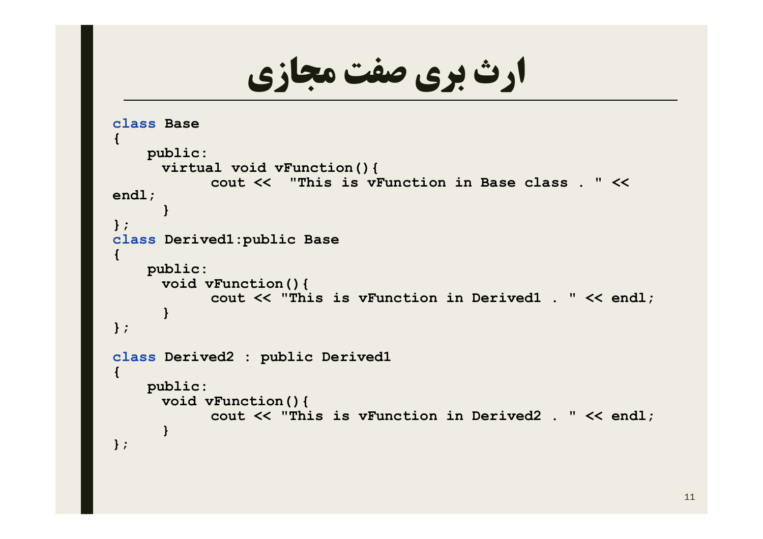# ارث بری صفت مجازی

```
class Base
{
    public:
      virtual void vFunction(){
            cout <<  "This is vFunction in Base class . " <<
endl;
      }
};
class Derived1:public Base
{
    public:
      void vFunction(){
            cout << "This is vFunction in Derived1 . " << endl;
      }
};

class Derived2 : public Derived1
{
    public:
      void vFunction(){
            cout << "This is vFunction in Derived2 . " << endl;
      }
};
```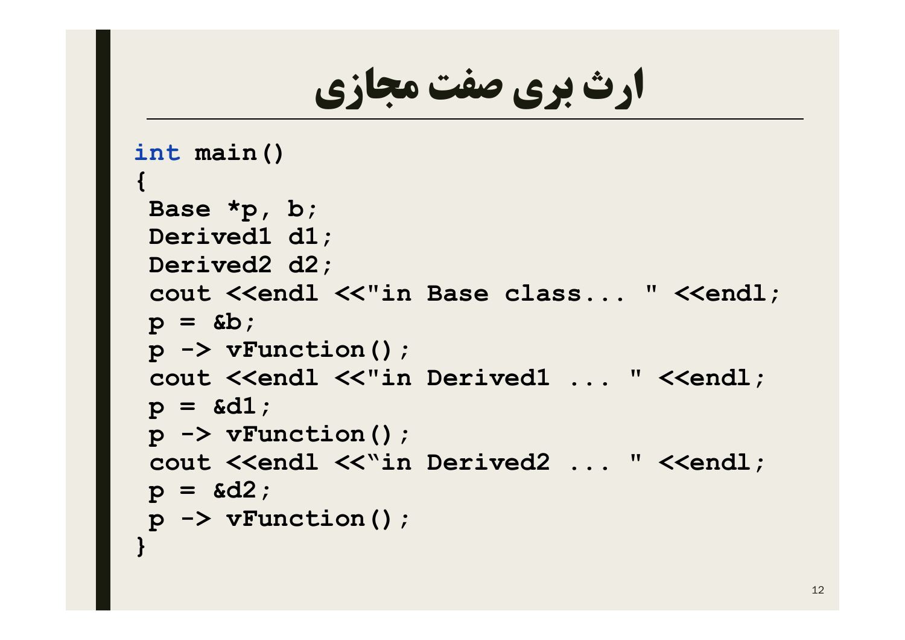# ارث بری صفت مجازی

```
int main()
{
 Base *p, b;
 Derived1 d1;
 Derived2 d2;
 cout <<endl <<"in Base class... " <<endl;
 p = &b;
 p -> vFunction();
 cout <<endl <<"in Derived1 ... " <<endl;
 p = &d1;
 p -> vFunction();
 cout <<endl <<“in Derived2 ... " <<endl;
 p = &d2;
 p -> vFunction();
}
```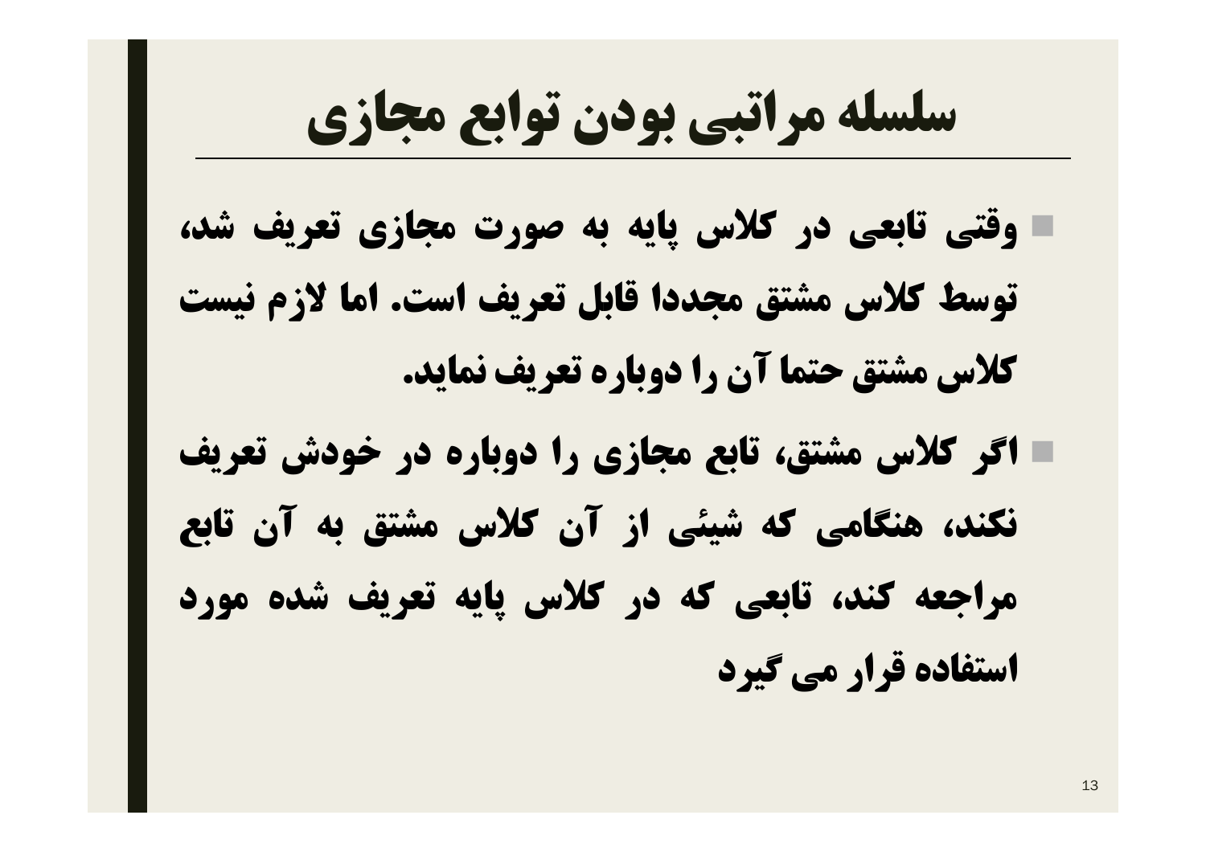# سلسله مراتبی بودن توابع مجازی

- وقتی تابعی در کلاس پایه به صورت مجازی تعریف شد، توسط کلاس مشتق مجددا قابل تعریف است. اما لازم نیست کلاس مشتق حتما آن را دوباره تعریف نماید.
- اگر کلاس مشتق، تابع مجازی را دوباره در خودش تعریف نکند، هنگامی که شیئی از آن کلاس مشتق به آن تابع مراجعه کند، تابعی که در کلاس پایه تعریف شده مورد استفاده قرار می گیرد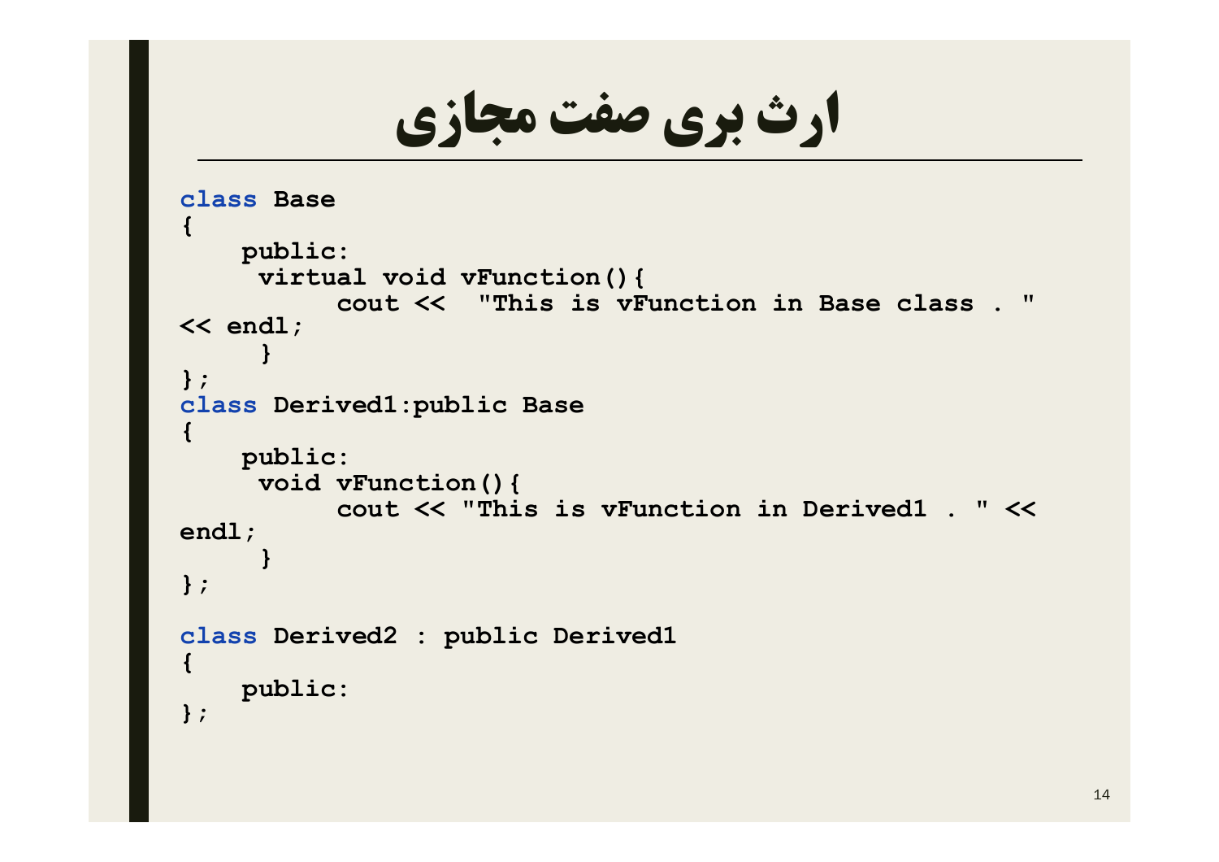# ارث بری صفت مجازی

```
class Base
{
    public:
     virtual void vFunction(){
          cout <<  "This is vFunction in Base class . "
<< endl;
     }
};
class Derived1:public Base
{
    public:
     void vFunction(){
          cout << "This is vFunction in Derived1 . " <<
endl;
     }
};

class Derived2 : public Derived1
{
    public:
};
```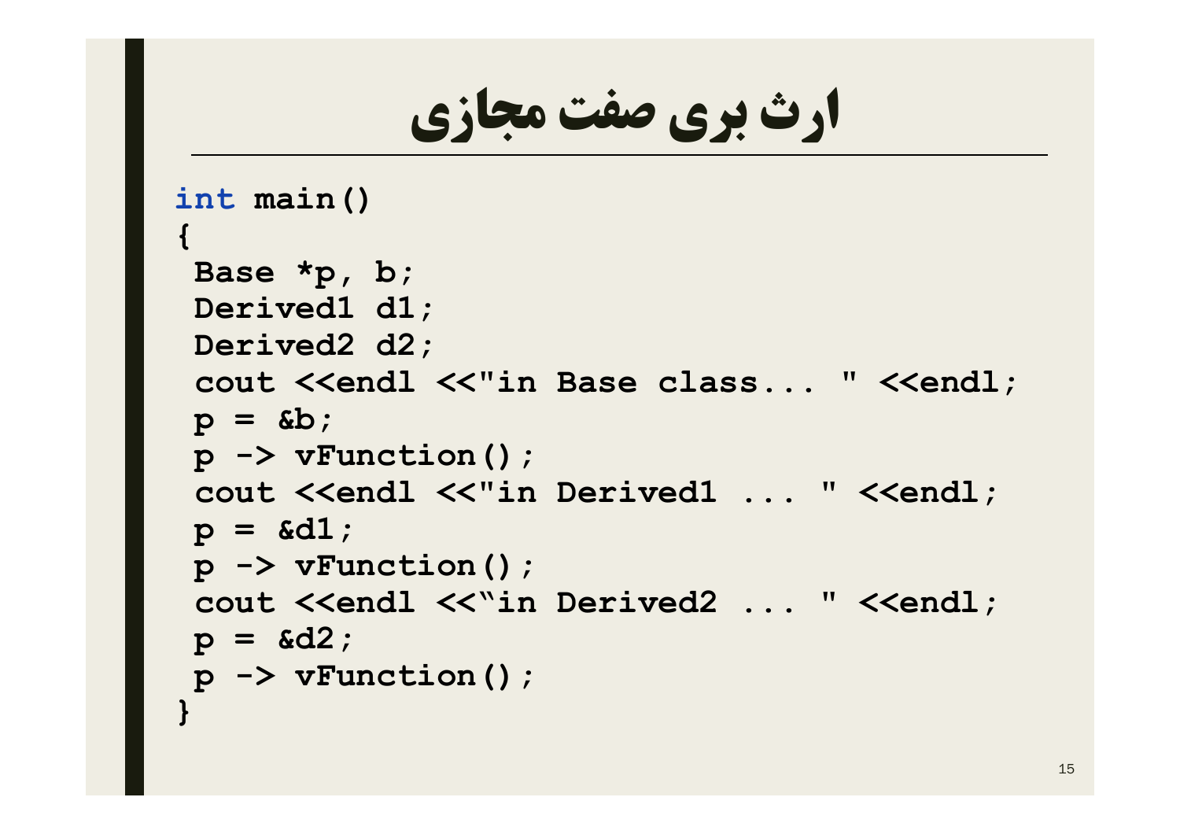# ارث بری صفت مجازی

```
int main()
{
 Base *p, b;
 Derived1 d1;
 Derived2 d2;
 cout <<endl <<"in Base class... " <<endl;
 p = &b;
 p -> vFunction();
 cout <<endl <<"in Derived1 ... " <<endl;
 p = &d1;
 p -> vFunction();
 cout <<endl <<"in Derived2 ... " <<endl;
 p = &d2;
 p -> vFunction();
}
```